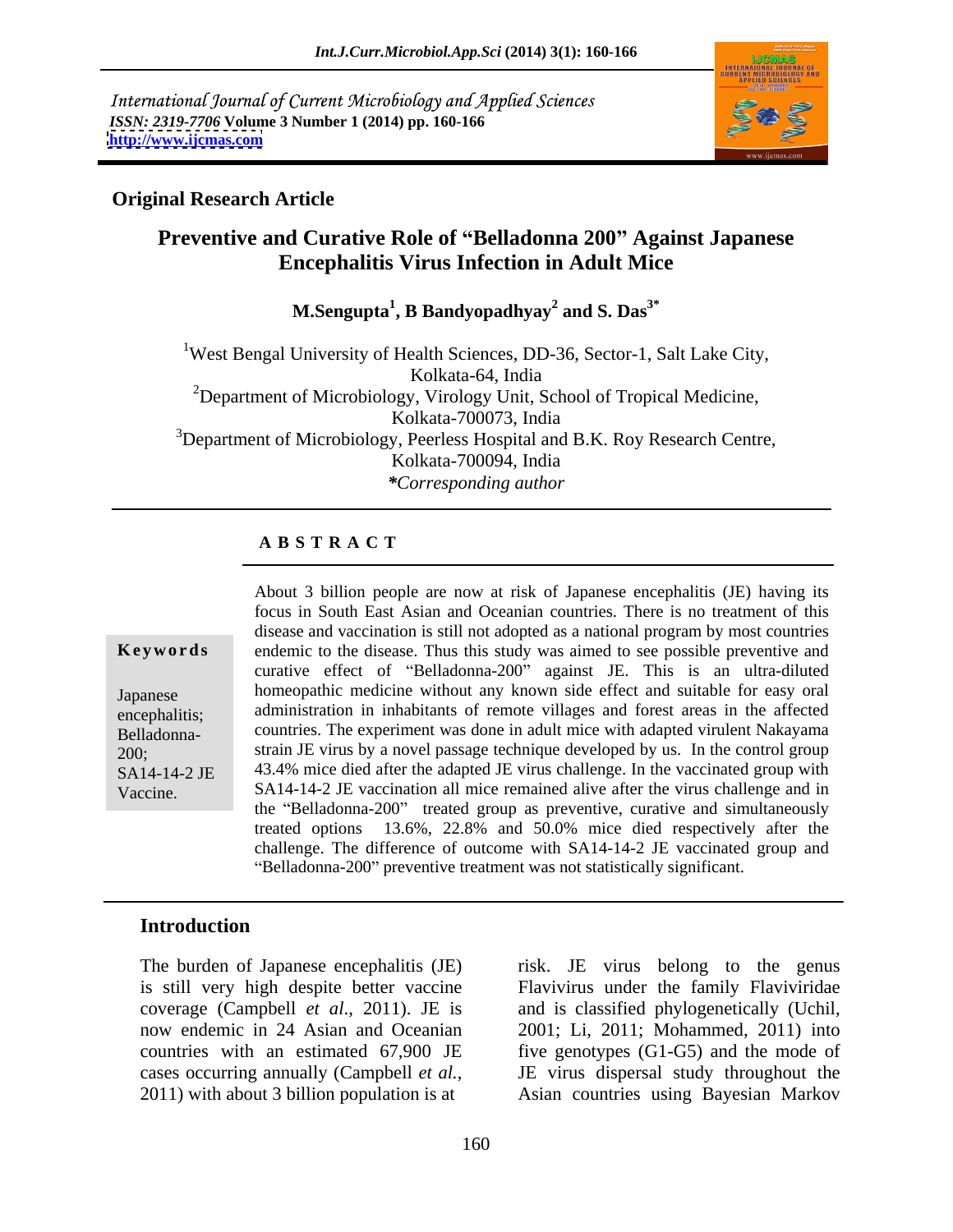International Journal of Current Microbiology and Applied Sciences
*ISSN: 2319-7706* **Volume 3 Number 1 (2014) pp. 160-166**
**http://www.ijcmas.com**

**Original Research Article**

# Preventive and Curative Role of "Belladonna 200" Against Japanese Encephalitis Virus Infection in Adult Mice

**M.Sengupta[1], B Bandyopadhyay[2] and S. Das[3*]**

[1]West Bengal University of Health Sciences, DD-36, Sector-1, Salt Lake City, Kolkata-64, India
[2]Department of Microbiology, Virology Unit, School of Tropical Medicine, Kolkata-700073, India
[3]Department of Microbiology, Peerless Hospital and B.K. Roy Research Centre, Kolkata-700094, India
*\*Corresponding author*

## A B S T R A C T

**Keywords**

Japanese encephalitis; Belladonna-200; SA14-14-2 JE Vaccine.

About 3 billion people are now at risk of Japanese encephalitis (JE) having its focus in South East Asian and Oceanian countries. There is no treatment of this disease and vaccination is still not adopted as a national program by most countries endemic to the disease. Thus this study was aimed to see possible preventive and curative effect of "Belladonna-200" against JE. This is an ultra-diluted homeopathic medicine without any known side effect and suitable for easy oral administration in inhabitants of remote villages and forest areas in the affected countries. The experiment was done in adult mice with adapted virulent Nakayama strain JE virus by a novel passage technique developed by us. In the control group 43.4% mice died after the adapted JE virus challenge. In the vaccinated group with SA14-14-2 JE vaccination all mice remained alive after the virus challenge and in the "Belladonna-200" treated group as preventive, curative and simultaneously treated options 13.6%, 22.8% and 50.0% mice died respectively after the challenge. The difference of outcome with SA14-14-2 JE vaccinated group and "Belladonna-200" preventive treatment was not statistically significant.

## Introduction

The burden of Japanese encephalitis (JE) is still very high despite better vaccine coverage (Campbell *et al*., 2011). JE is now endemic in 24 Asian and Oceanian countries with an estimated 67,900 JE cases occurring annually (Campbell *et al.*, 2011) with about 3 billion population is at risk. JE virus belong to the genus Flavivirus under the family Flaviviridae and is classified phylogenetically (Uchil, 2001; Li, 2011; Mohammed, 2011) into five genotypes (G1-G5) and the mode of JE virus dispersal study throughout the Asian countries using Bayesian Markov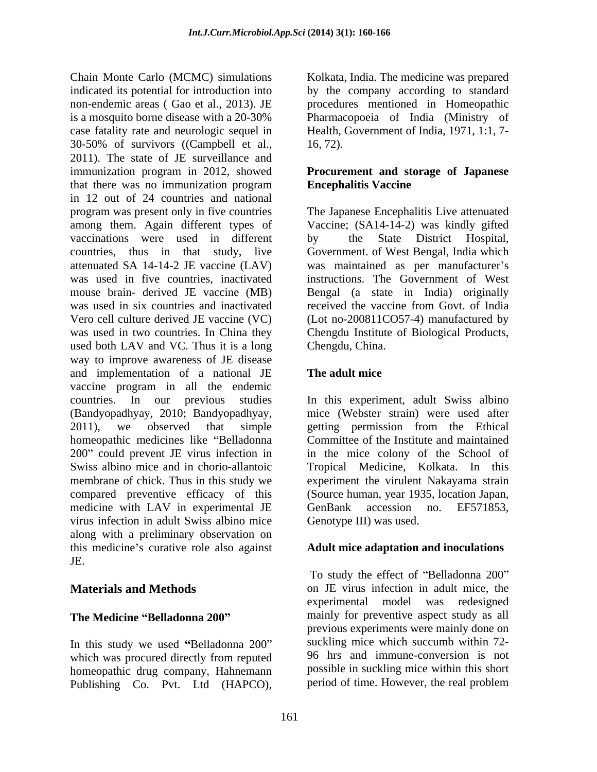Chain Monte Carlo (MCMC) simulations indicated its potential for introduction into non-endemic areas ( Gao et al., 2013). JE is a mosquito borne disease with a 20-30% case fatality rate and neurologic sequel in 30-50% of survivors ((Campbell et al., 2011). The state of JE surveillance and immunization program in 2012, showed that there was no immunization program in 12 out of 24 countries and national program was present only in five countries among them. Again different types of vaccinations were used in different countries, thus in that study, live attenuated SA 14-14-2 JE vaccine (LAV) was used in five countries, inactivated mouse brain- derived JE vaccine (MB) was used in six countries and inactivated Vero cell culture derived JE vaccine (VC) was used in two countries. In China they used both LAV and VC. Thus it is a long way to improve awareness of JE disease and implementation of a national JE vaccine program in all the endemic countries. In our previous studies (Bandyopadhyay, 2010; Bandyopadhyay, 2011), we observed that simple homeopathic medicines like "Belladonna 200" could prevent JE virus infection in Swiss albino mice and in chorio-allantoic membrane of chick. Thus in this study we compared preventive efficacy of this medicine with LAV in experimental JE virus infection in adult Swiss albino mice along with a preliminary observation on this medicine's curative role also against JE.

## Materials and Methods

### The Medicine "Belladonna 200"

In this study we used **"**Belladonna 200" which was procured directly from reputed homeopathic drug company, Hahnemann Publishing Co. Pvt. Ltd (HAPCO), Kolkata, India. The medicine was prepared by the company according to standard procedures mentioned in Homeopathic Pharmacopoeia of India (Ministry of Health, Government of India, 1971, 1:1, 7-16, 72).

### Procurement and storage of Japanese Encephalitis Vaccine

The Japanese Encephalitis Live attenuated Vaccine; (SA14-14-2) was kindly gifted by the State District Hospital, Government. of West Bengal, India which was maintained as per manufacturer's instructions. The Government of West Bengal (a state in India) originally received the vaccine from Govt. of India (Lot no-200811CO57-4) manufactured by Chengdu Institute of Biological Products, Chengdu, China.

### The adult mice

In this experiment, adult Swiss albino mice (Webster strain) were used after getting permission from the Ethical Committee of the Institute and maintained in the mice colony of the School of Tropical Medicine, Kolkata. In this experiment the virulent Nakayama strain (Source human, year 1935, location Japan, GenBank accession no. EF571853, Genotype III) was used.

### Adult mice adaptation and inoculations

To study the effect of "Belladonna 200" on JE virus infection in adult mice, the experimental model was redesigned mainly for preventive aspect study as all previous experiments were mainly done on suckling mice which succumb within 72-96 hrs and immune-conversion is not possible in suckling mice within this short period of time. However, the real problem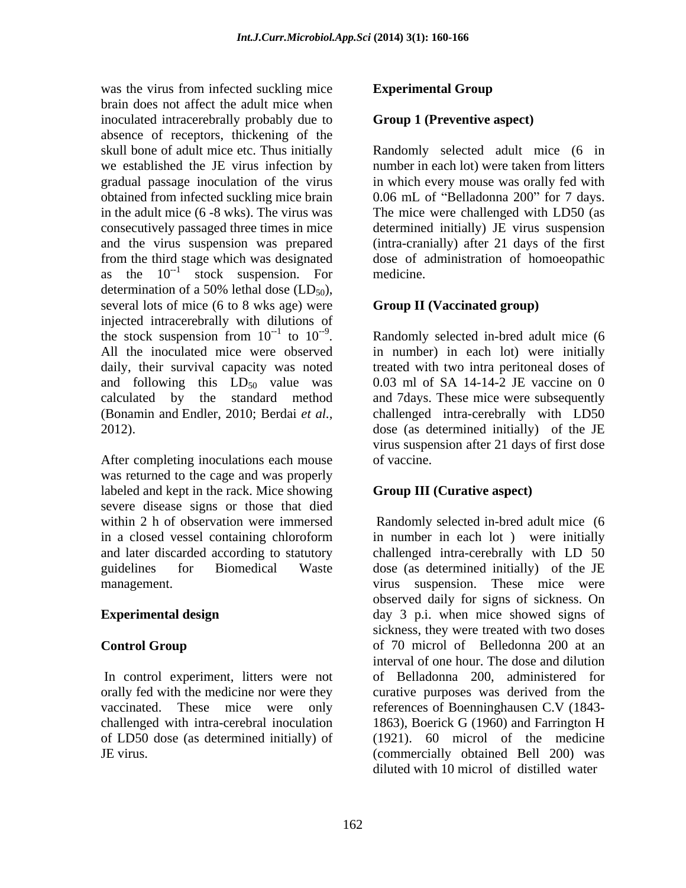was the virus from infected suckling mice brain does not affect the adult mice when inoculated intracerebrally probably due to absence of receptors, thickening of the skull bone of adult mice etc. Thus initially we established the JE virus infection by gradual passage inoculation of the virus obtained from infected suckling mice brain in the adult mice (6 -8 wks). The virus was consecutively passaged three times in mice and the virus suspension was prepared from the third stage which was designated as the $10^{-1}$ stock suspension. For determination of a 50% lethal dose ($LD_{50}$), several lots of mice (6 to 8 wks age) were injected intracerebrally with dilutions of the stock suspension from $10^{-1}$ to $10^{-9}$. All the inoculated mice were observed daily, their survival capacity was noted and following this $LD_{50}$ value was calculated by the standard method (Bonamin and Endler, 2010; Berdai *et al.*, 2012).

After completing inoculations each mouse was returned to the cage and was properly labeled and kept in the rack. Mice showing severe disease signs or those that died within 2 h of observation were immersed in a closed vessel containing chloroform and later discarded according to statutory guidelines for Biomedical Waste management.

**Experimental design**

**Control Group**

In control experiment, litters were not orally fed with the medicine nor were they vaccinated. These mice were only challenged with intra-cerebral inoculation of LD50 dose (as determined initially) of JE virus.

**Experimental Group**

**Group 1 (Preventive aspect)**

Randomly selected adult mice (6 in number in each lot) were taken from litters in which every mouse was orally fed with 0.06 mL of "Belladonna 200" for 7 days. The mice were challenged with LD50 (as determined initially) JE virus suspension (intra-cranially) after 21 days of the first dose of administration of homoeopathic medicine.

**Group II (Vaccinated group)**

Randomly selected in-bred adult mice (6 in number) in each lot) were initially treated with two intra peritoneal doses of 0.03 ml of SA 14-14-2 JE vaccine on 0 and 7days. These mice were subsequently challenged intra-cerebrally with LD50 dose (as determined initially) of the JE virus suspension after 21 days of first dose of vaccine.

**Group III (Curative aspect)**

Randomly selected in-bred adult mice (6 in number in each lot ) were initially challenged intra-cerebrally with LD 50 dose (as determined initially) of the JE virus suspension. These mice were observed daily for signs of sickness. On day 3 p.i. when mice showed signs of sickness, they were treated with two doses of 70 microl of Belledonna 200 at an interval of one hour. The dose and dilution of Belladonna 200, administered for curative purposes was derived from the references of Boenninghausen C.V (1843-1863), Boerick G (1960) and Farrington H (1921). 60 microl of the medicine (commercially obtained Bell 200) was diluted with 10 microl of distilled water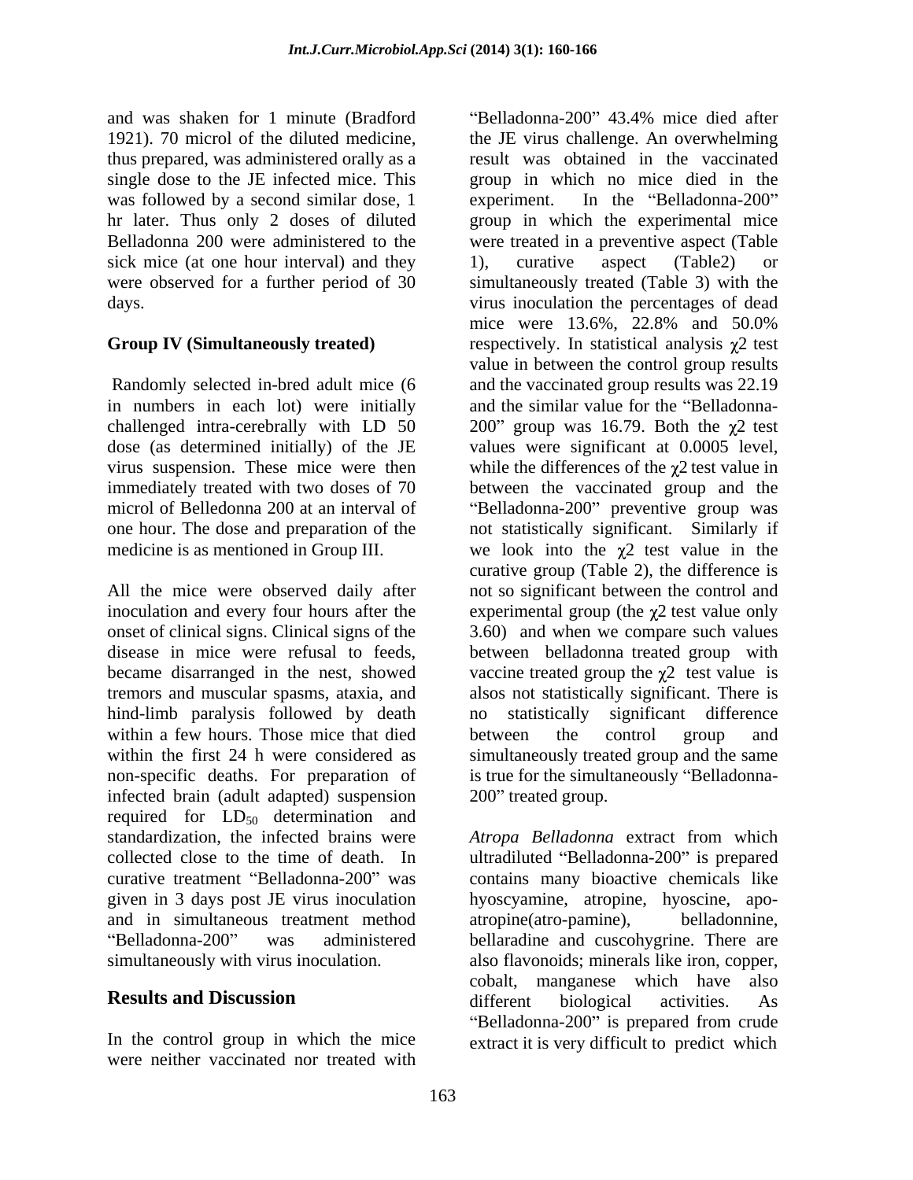and was shaken for 1 minute (Bradford 1921). 70 microl of the diluted medicine, thus prepared, was administered orally as a single dose to the JE infected mice. This was followed by a second similar dose, 1 hr later. Thus only 2 doses of diluted Belladonna 200 were administered to the sick mice (at one hour interval) and they were observed for a further period of 30 days.

**Group IV (Simultaneously treated)**

Randomly selected in-bred adult mice (6 in numbers in each lot) were initially challenged intra-cerebrally with LD 50 dose (as determined initially) of the JE virus suspension. These mice were then immediately treated with two doses of 70 microl of Belledonna 200 at an interval of one hour. The dose and preparation of the medicine is as mentioned in Group III.

All the mice were observed daily after inoculation and every four hours after the onset of clinical signs. Clinical signs of the disease in mice were refusal to feeds, became disarranged in the nest, showed tremors and muscular spasms, ataxia, and hind-limb paralysis followed by death within a few hours. Those mice that died within the first 24 h were considered as non-specific deaths. For preparation of infected brain (adult adapted) suspension required for $LD_{50}$ determination and standardization, the infected brains were collected close to the time of death. In curative treatment "Belladonna-200" was given in 3 days post JE virus inoculation and in simultaneous treatment method "Belladonna-200" was administered simultaneously with virus inoculation.

## Results and Discussion

In the control group in which the mice were neither vaccinated nor treated with "Belladonna-200" 43.4% mice died after the JE virus challenge. An overwhelming result was obtained in the vaccinated group in which no mice died in the experiment. In the "Belladonna-200" group in which the experimental mice were treated in a preventive aspect (Table 1), curative aspect (Table2) or simultaneously treated (Table 3) with the virus inoculation the percentages of dead mice were 13.6%, 22.8% and 50.0% respectively. In statistical analysis $\chi 2$ test value in between the control group results and the vaccinated group results was 22.19 and the similar value for the "Belladonna-200" group was 16.79. Both the $\chi 2$ test values were significant at 0.0005 level, while the differences of the $\chi 2$ test value in between the vaccinated group and the "Belladonna-200" preventive group was not statistically significant. Similarly if we look into the $\chi 2$ test value in the curative group (Table 2), the difference is not so significant between the control and experimental group (the $\chi 2$ test value only 3.60) and when we compare such values between belladonna treated group with vaccine treated group the $\chi 2$ test value is alsos not statistically significant. There is no statistically significant difference between the control group and simultaneously treated group and the same is true for the simultaneously "Belladonna-200" treated group.

*Atropa Belladonna* extract from which ultradiluted "Belladonna-200" is prepared contains many bioactive chemicals like hyoscyamine, atropine, hyoscine, apo-atropine(atro-pamine), belladonnine, bellaradine and cuscohygrine. There are also flavonoids; minerals like iron, copper, cobalt, manganese which have also different biological activities. As "Belladonna-200" is prepared from crude extract it is very difficult to predict which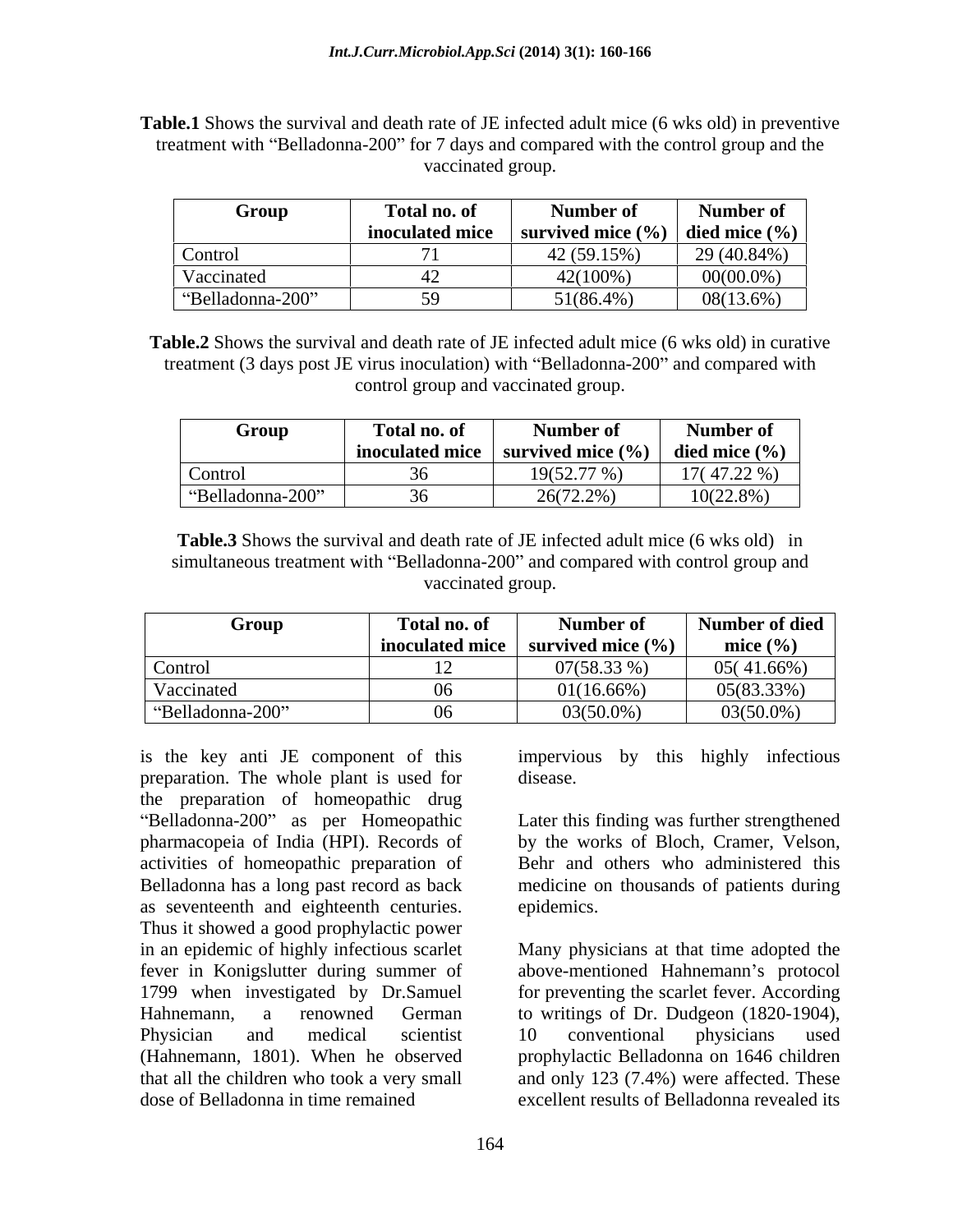**Table.1** Shows the survival and death rate of JE infected adult mice (6 wks old) in preventive treatment with "Belladonna-200" for 7 days and compared with the control group and the vaccinated group.

| Group | Total no. of inoculated mice | Number of survived mice (%) | Number of died mice (%) |
|---|---|---|---|
| Control | 71 | 42 (59.15%) | 29 (40.84%) |
| Vaccinated | 42 | 42(100%) | 00(00.0%) |
| "Belladonna-200" | 59 | 51(86.4%) | 08(13.6%) |

**Table.2** Shows the survival and death rate of JE infected adult mice (6 wks old) in curative treatment (3 days post JE virus inoculation) with "Belladonna-200" and compared with control group and vaccinated group.

| Group | Total no. of inoculated mice | Number of survived mice (%) | Number of died mice (%) |
|---|---|---|---|
| Control | 36 | 19(52.77 %) | 17( 47.22 %) |
| "Belladonna-200" | 36 | 26(72.2%) | 10(22.8%) |

**Table.3** Shows the survival and death rate of JE infected adult mice (6 wks old) in simultaneous treatment with "Belladonna-200" and compared with control group and vaccinated group.

| Group | Total no. of inoculated mice | Number of survived mice (%) | Number of died mice (%) |
|---|---|---|---|
| Control | 12 | 07(58.33 %) | 05( 41.66%) |
| Vaccinated | 06 | 01(16.66%) | 05(83.33%) |
| "Belladonna-200" | 06 | 03(50.0%) | 03(50.0%) |

is the key anti JE component of this preparation. The whole plant is used for the preparation of homeopathic drug "Belladonna-200" as per Homeopathic pharmacopeia of India (HPI). Records of activities of homeopathic preparation of Belladonna has a long past record as back as seventeenth and eighteenth centuries. Thus it showed a good prophylactic power in an epidemic of highly infectious scarlet fever in Konigslutter during summer of 1799 when investigated by Dr.Samuel Hahnemann, a renowned German Physician and medical scientist (Hahnemann, 1801). When he observed that all the children who took a very small dose of Belladonna in time remained impervious by this highly infectious disease.

Later this finding was further strengthened by the works of Bloch, Cramer, Velson, Behr and others who administered this medicine on thousands of patients during epidemics.

Many physicians at that time adopted the above-mentioned Hahnemann's protocol for preventing the scarlet fever. According to writings of Dr. Dudgeon (1820-1904), 10 conventional physicians used prophylactic Belladonna on 1646 children and only 123 (7.4%) were affected. These excellent results of Belladonna revealed its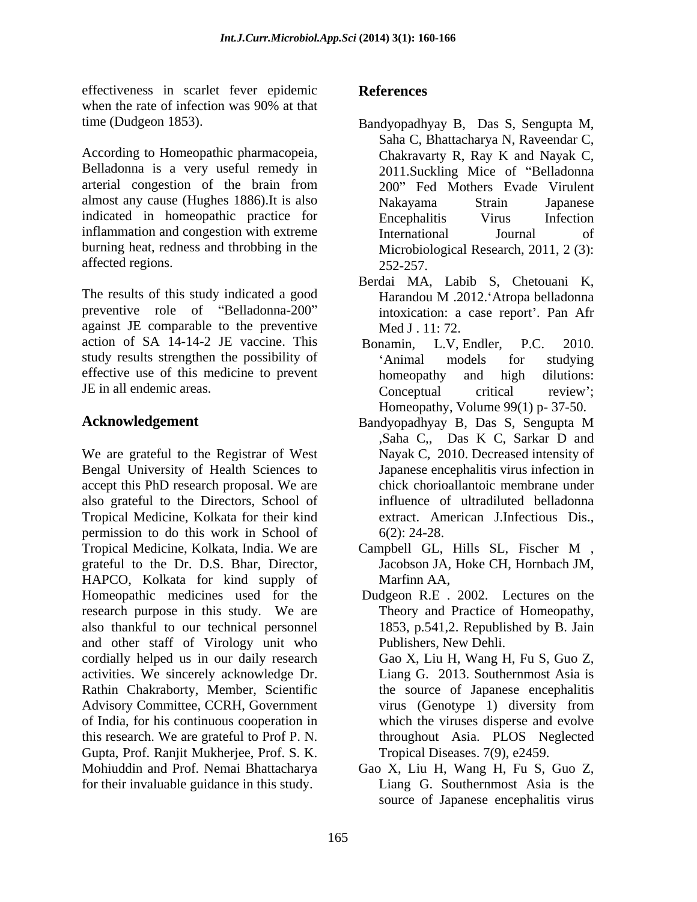effectiveness in scarlet fever epidemic when the rate of infection was 90% at that time (Dudgeon 1853).

According to Homeopathic pharmacopeia, Belladonna is a very useful remedy in arterial congestion of the brain from almost any cause (Hughes 1886).It is also indicated in homeopathic practice for inflammation and congestion with extreme burning heat, redness and throbbing in the affected regions.

The results of this study indicated a good preventive role of "Belladonna-200" against JE comparable to the preventive action of SA 14-14-2 JE vaccine. This study results strengthen the possibility of effective use of this medicine to prevent JE in all endemic areas.

## Acknowledgement

We are grateful to the Registrar of West Bengal University of Health Sciences to accept this PhD research proposal. We are also grateful to the Directors, School of Tropical Medicine, Kolkata for their kind permission to do this work in School of Tropical Medicine, Kolkata, India. We are grateful to the Dr. D.S. Bhar, Director, HAPCO, Kolkata for kind supply of Homeopathic medicines used for the research purpose in this study. We are also thankful to our technical personnel and other staff of Virology unit who cordially helped us in our daily research activities. We sincerely acknowledge Dr. Rathin Chakraborty, Member, Scientific Advisory Committee, CCRH, Government of India, for his continuous cooperation in this research. We are grateful to Prof P. N. Gupta, Prof. Ranjit Mukherjee, Prof. S. K. Mohiuddin and Prof. Nemai Bhattacharya for their invaluable guidance in this study.

## References

Bandyopadhyay B, Das S, Sengupta M, Saha C, Bhattacharya N, Raveendar C, Chakravarty R, Ray K and Nayak C, 2011.Suckling Mice of "Belladonna 200" Fed Mothers Evade Virulent Nakayama Strain Japanese Encephalitis Virus Infection International Journal of Microbiological Research, 2011, 2 (3): 252-257.

Berdai MA, Labib S, Chetouani K, Harandou M .2012.'Atropa belladonna intoxication: a case report'. Pan Afr Med J . 11: 72.

Bonamin, L.V, Endler, P.C. 2010. 'Animal models for studying homeopathy and high dilutions: Conceptual critical review'; Homeopathy, Volume 99(1) p- 37-50.

Bandyopadhyay B, Das S, Sengupta M ,Saha C,, Das K C, Sarkar D and Nayak C, 2010. Decreased intensity of Japanese encephalitis virus infection in chick chorioallantoic membrane under influence of ultradiluted belladonna extract. American J.Infectious Dis., 6(2): 24-28.

Campbell GL, Hills SL, Fischer M , Jacobson JA, Hoke CH, Hornbach JM, Marfinn AA,

Dudgeon R.E . 2002. Lectures on the Theory and Practice of Homeopathy, 1853, p.541,2. Republished by B. Jain Publishers, New Dehli.

Gao X, Liu H, Wang H, Fu S, Guo Z, Liang G. 2013. Southernmost Asia is the source of Japanese encephalitis virus (Genotype 1) diversity from which the viruses disperse and evolve throughout Asia. PLOS Neglected Tropical Diseases. 7(9), e2459.

Gao X, Liu H, Wang H, Fu S, Guo Z, Liang G. Southernmost Asia is the source of Japanese encephalitis virus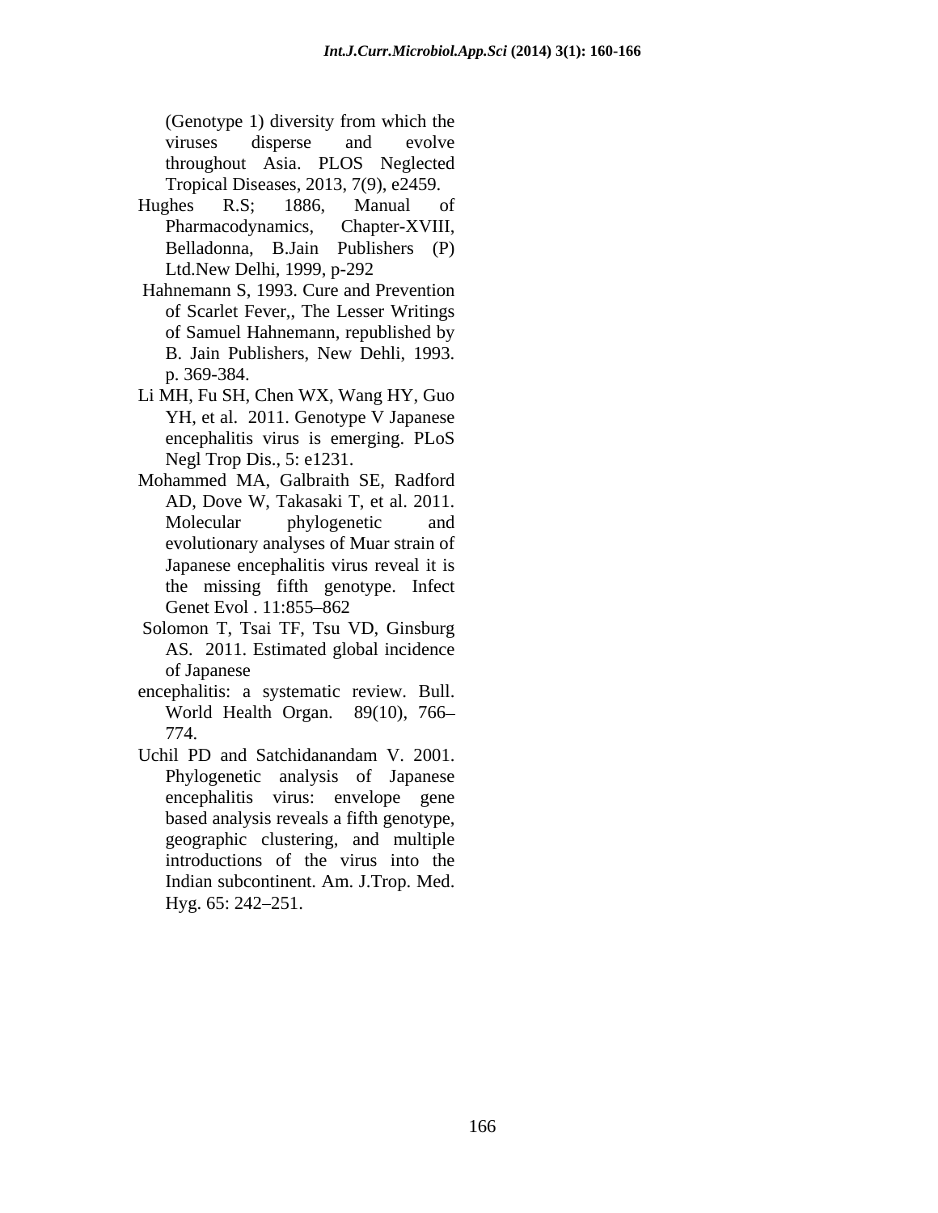(Genotype 1) diversity from which the viruses disperse and evolve throughout Asia. PLOS Neglected Tropical Diseases, 2013, 7(9), e2459.

Hughes R.S; 1886, Manual of Pharmacodynamics, Chapter-XVIII, Belladonna, B.Jain Publishers (P) Ltd.New Delhi, 1999, p-292

Hahnemann S, 1993. Cure and Prevention of Scarlet Fever,, The Lesser Writings of Samuel Hahnemann, republished by B. Jain Publishers, New Dehli, 1993. p. 369-384.

Li MH, Fu SH, Chen WX, Wang HY, Guo YH, et al. 2011. Genotype V Japanese encephalitis virus is emerging. PLoS Negl Trop Dis., 5: e1231.

Mohammed MA, Galbraith SE, Radford AD, Dove W, Takasaki T, et al. 2011. Molecular phylogenetic and evolutionary analyses of Muar strain of Japanese encephalitis virus reveal it is the missing fifth genotype. Infect Genet Evol . 11:855–862

Solomon T, Tsai TF, Tsu VD, Ginsburg AS. 2011. Estimated global incidence of Japanese encephalitis: a systematic review. Bull. World Health Organ. 89(10), 766–774.

Uchil PD and Satchidanandam V. 2001. Phylogenetic analysis of Japanese encephalitis virus: envelope gene based analysis reveals a fifth genotype, geographic clustering, and multiple introductions of the virus into the Indian subcontinent. Am. J.Trop. Med. Hyg. 65: 242–251.